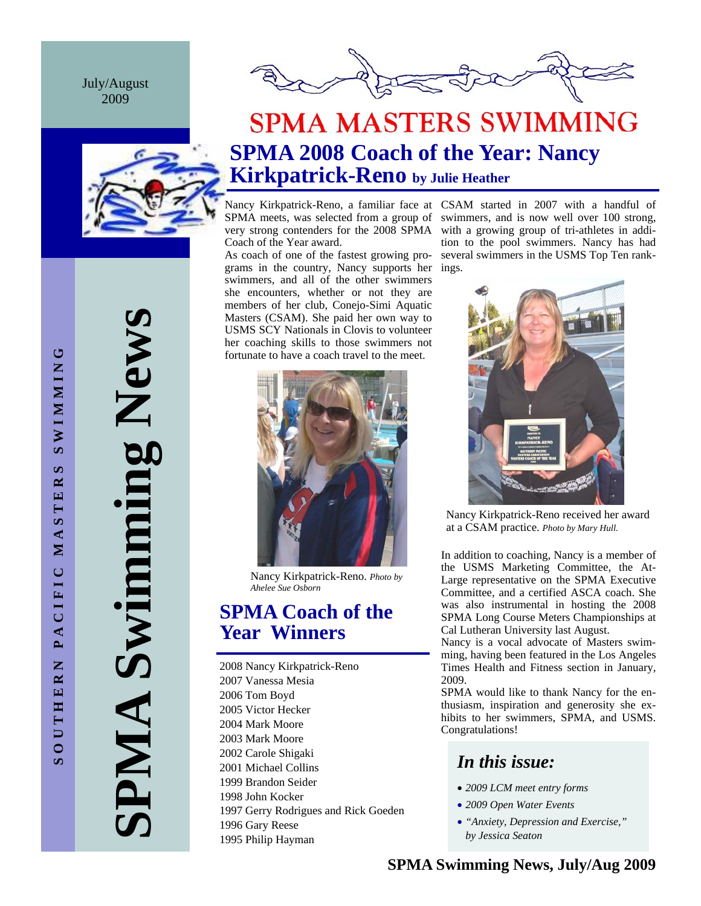July/August 2009

SOUTHERN PACIFIC MASTERS SWIMMING

# SPMA Swimming News

# SPMA MASTERS SWIMMING

## SPMA 2008 Coach of the Year: Nancy Kirkpatrick-Reno by Julie Heather

Nancy Kirkpatrick-Reno, a familiar face at SPMA meets, was selected from a group of very strong contenders for the 2008 SPMA Coach of the Year award.

As coach of one of the fastest growing programs in the country, Nancy supports her swimmers, and all of the other swimmers she encounters, whether or not they are members of her club, Conejo-Simi Aquatic Masters (CSAM). She paid her own way to USMS SCY Nationals in Clovis to volunteer her coaching skills to those swimmers not fortunate to have a coach travel to the meet.

Nancy Kirkpatrick-Reno. *Photo by Ahelee Sue Osborn*

CSAM started in 2007 with a handful of swimmers, and is now well over 100 strong, with a growing group of tri-athletes in addition to the pool swimmers. Nancy has had several swimmers in the USMS Top Ten rankings.

Nancy Kirkpatrick-Reno received her award at a CSAM practice. *Photo by Mary Hull.*

In addition to coaching, Nancy is a member of the USMS Marketing Committee, the At-Large representative on the SPMA Executive Committee, and a certified ASCA coach. She was also instrumental in hosting the 2008 SPMA Long Course Meters Championships at Cal Lutheran University last August.

Nancy is a vocal advocate of Masters swimming, having been featured in the Los Angeles Times Health and Fitness section in January, 2009.

SPMA would like to thank Nancy for the enthusiasm, inspiration and generosity she exhibits to her swimmers, SPMA, and USMS. Congratulations!

## SPMA Coach of the Year Winners

2008 Nancy Kirkpatrick-Reno
2007 Vanessa Mesia
2006 Tom Boyd
2005 Victor Hecker
2004 Mark Moore
2003 Mark Moore
2002 Carole Shigaki
2001 Michael Collins
1999 Brandon Seider
1998 John Kocker
1997 Gerry Rodrigues and Rick Goeden
1996 Gary Reese
1995 Philip Hayman

### *In this issue:*

- *2009 LCM meet entry forms*
- *2009 Open Water Events*
- *"Anxiety, Depression and Exercise," by Jessica Seaton*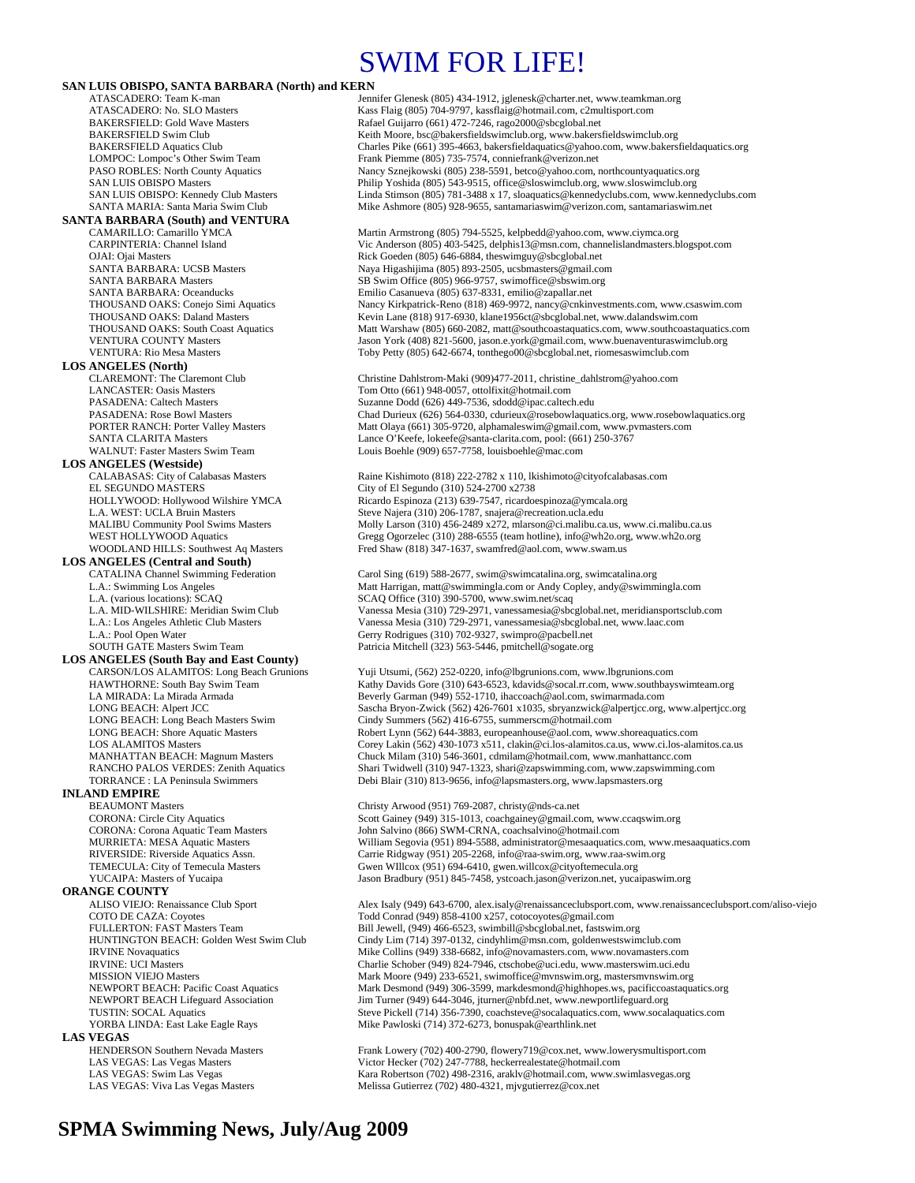# SWIM FOR LIFE!

**SAN LUIS OBISPO, SANTA BARBARA (North) and KERN**

| | |
|---|---|
| ATASCADERO: Team K-man | Jennifer Glenesk (805) 434-1912, jglenesk@charter.net, www.teamkman.org |
| ATASCADERO: No. SLO Masters | Kass Flaig (805) 704-9797, kassflaig@hotmail.com, c2multisport.com |
| BAKERSFIELD: Gold Wave Masters | Rafael Guijarro (661) 472-7246, rago2000@sbcglobal.net |
| BAKERSFIELD Swim Club | Keith Moore, bsc@bakersfieldswimclub.org, www.bakersfieldswimclub.org |
| BAKERSFIELD Aquatics Club | Charles Pike (661) 395-4663, bakersfieldaquatics@yahoo.com, www.bakersfieldaquatics.org |
| LOMPOC: Lompoc's Other Swim Team | Frank Piemme (805) 735-7574, conniefrank@verizon.net |
| PASO ROBLES: North County Aquatics | Nancy Sznejkowski (805) 238-5591, betco@yahoo.com, northcountyaquatics.org |
| SAN LUIS OBISPO Masters | Philip Yoshida (805) 543-9515, office@sloswimclub.org, www.sloswimclub.org |
| SAN LUIS OBISPO: Kennedy Club Masters | Linda Stimson (805) 781-3488 x 17, sloaquatics@kennedyclubs.com, www.kennedyclubs.com |
| SANTA MARIA: Santa Maria Swim Club | Mike Ashmore (805) 928-9655, santamariaswim@verizon.com, santamariaswim.net |

**SANTA BARBARA (South) and VENTURA**

| | |
|---|---|
| CAMARILLO: Camarillo YMCA | Martin Armstrong (805) 794-5525, kelpbedd@yahoo.com, www.ciymca.org |
| CARPINTERIA: Channel Island | Vic Anderson (805) 403-5425, delphis13@msn.com, channelislandmasters.blogspot.com |
| OJAI: Ojai Masters | Rick Goeden (805) 646-6884, theswimguy@sbcglobal.net |
| SANTA BARBARA: UCSB Masters | Naya Higashijima (805) 893-2505, ucsbmasters@gmail.com |
| SANTA BARBARA Masters | SB Swim Office (805) 966-9757, swimoffice@sbswim.org |
| SANTA BARBARA: Oceanducks | Emilio Casanueva (805) 637-8331, emilio@zapallar.net |
| THOUSAND OAKS: Conejo Simi Aquatics | Nancy Kirkpatrick-Reno (818) 469-9972, nancy@cnkinvestments.com, www.csaswim.com |
| THOUSAND OAKS: Daland Masters | Kevin Lane (818) 917-6930, klane1956ct@sbcglobal.net, www.dalandswim.com |
| THOUSAND OAKS: South Coast Aquatics | Matt Warshaw (805) 660-2082, matt@southcoastaquatics.com, www.southcoastaquatics.com |
| VENTURA COUNTY Masters | Jason York (408) 821-5600, jason.e.york@gmail.com, www.buenaventuraswimclub.org |
| VENTURA: Rio Mesa Masters | Toby Petty (805) 642-6674, tonthego00@sbcglobal.net, riomesaswimclub.com |

**LOS ANGELES (North)**

| | |
|---|---|
| CLAREMONT: The Claremont Club | Christine Dahlstrom-Maki (909)477-2011, christine_dahlstrom@yahoo.com |
| LANCASTER: Oasis Masters | Tom Otto (661) 948-0057, ottolfixit@hotmail.com |
| PASADENA: Caltech Masters | Suzanne Dodd (626) 449-7536, sdodd@ipac.caltech.edu |
| PASADENA: Rose Bowl Masters | Chad Durieux (626) 564-0330, cdurieux@rosebowlaquatics.org, www.rosebowlaquatics.org |
| PORTER RANCH: Porter Valley Masters | Matt Olaya (661) 305-9720, alphamaleswim@gmail.com, www.pvmasters.com |
| SANTA CLARITA Masters | Lance O'Keefe, lokeefe@santa-clarita.com, pool: (661) 250-3767 |
| WALNUT: Faster Masters Swim Team | Louis Boehle (909) 657-7758, louisboehle@mac.com |

**LOS ANGELES (Westside)**

| | |
|---|---|
| CALABASAS: City of Calabasas Masters | Raine Kishimoto (818) 222-2782 x 110, lkishimoto@cityofcalabasas.com |
| EL SEGUNDO MASTERS | City of El Segundo (310) 524-2700 x2738 |
| HOLLYWOOD: Hollywood Wilshire YMCA | Ricardo Espinoza (213) 639-7547, ricardoespinoza@ymcala.org |
| L.A. WEST: UCLA Bruin Masters | Steve Najera (310) 206-1787, snajera@recreation.ucla.edu |
| MALIBU Community Pool Swims Masters | Molly Larson (310) 456-2489 x272, mlarson@ci.malibu.ca.us, www.ci.malibu.ca.us |
| WEST HOLLYWOOD Aquatics | Gregg Ogorzelec (310) 288-6555 (team hotline), info@wh2o.org, www.wh2o.org |
| WOODLAND HILLS: Southwest Aq Masters | Fred Shaw (818) 347-1637, swamfred@aol.com, www.swam.us |

**LOS ANGELES (Central and South)**

| | |
|---|---|
| CATALINA Channel Swimming Federation | Carol Sing (619) 588-2677, swim@swimcatalina.org, swimcatalina.org |
| L.A.: Swimming Los Angeles | Matt Harrigan, matt@swimmingla.com or Andy Copley, andy@swimmingla.com |
| L.A. (various locations): SCAQ | SCAQ Office (310) 390-5700, www.swim.net/scaq |
| L.A. MID-WILSHIRE: Meridian Swim Club | Vanessa Mesia (310) 729-2971, vanessamesia@sbcglobal.net, meridiansportsclub.com |
| L.A.: Los Angeles Athletic Club Masters | Vanessa Mesia (310) 729-2971, vanessamesia@sbcglobal.net, www.laac.com |
| L.A.: Pool Open Water | Gerry Rodrigues (310) 702-9327, swimpro@pacbell.net |
| SOUTH GATE Masters Swim Team | Patricia Mitchell (323) 563-5446, pmitchell@sogate.org |

**LOS ANGELES (South Bay and East County)**

| | |
|---|---|
| CARSON/LOS ALAMITOS: Long Beach Grunions | Yuji Utsumi, (562) 252-0220, info@lbgrunions.com, www.lbgrunions.com |
| HAWTHORNE: South Bay Swim Team | Kathy Davids Gore (310) 643-6523, kdavids@socal.rr.com, www.southbayswimteam.org |
| LA MIRADA: La Mirada Armada | Beverly Garman (949) 552-1710, ihaccoach@aol.com, swimarmada.com |
| LONG BEACH: Alpert JCC | Sascha Bryon-Zwick (562) 426-7601 x1035, sbryanzwick@alpertjcc.org, www.alpertjcc.org |
| LONG BEACH: Long Beach Masters Swim | Cindy Summers (562) 416-6755, summerscm@hotmail.com |
| LONG BEACH: Shore Aquatic Masters | Robert Lynn (562) 644-3883, europeanhouse@aol.com, www.shoreaquatics.com |
| LOS ALAMITOS Masters | Corey Lakin (562) 430-1073 x511, clakin@ci.los-alamitos.ca.us, www.ci.los-alamitos.ca.us |
| MANHATTAN BEACH: Magnum Masters | Chuck Milam (310) 546-3601, cdmilam@hotmail.com, www.manhattancc.com |
| RANCHO PALOS VERDES: Zenith Aquatics | Shari Twidwell (310) 947-1323, shari@zapswimming.com, www.zapswimming.com |
| TORRANCE : LA Peninsula Swimmers | Debi Blair (310) 813-9656, info@lapsmasters.org, www.lapsmasters.org |

**INLAND EMPIRE**

| | |
|---|---|
| BEAUMONT Masters | Christy Arwood (951) 769-2087, christy@nds-ca.net |
| CORONA: Circle City Aquatics | Scott Gainey (949) 315-1013, coachgainey@gmail.com, www.ccaqswim.org |
| CORONA: Corona Aquatic Team Masters | John Salvino (866) SWM-CRNA, coachsalvino@hotmail.com |
| MURRIETA: MESA Aquatic Masters | William Segovia (951) 894-5588, administrator@mesaaquatics.com, www.mesaaquatics.com |
| RIVERSIDE: Riverside Aquatics Assn. | Carrie Ridgway (951) 205-2268, info@raa-swim.org, www.raa-swim.org |
| TEMECULA: City of Temecula Masters | Gwen WIllcox (951) 694-6410, gwen.willcox@cityoftemecula.org |
| YUCAIPA: Masters of Yucaipa | Jason Bradbury (951) 845-7458, ystcoach.jason@verizon.net, yucaipaswim.org |

**ORANGE COUNTY**

| | |
|---|---|
| ALISO VIEJO: Renaissance Club Sport | Alex Isaly (949) 643-6700, alex.isaly@renaissanceclubsport.com, www.renaissanceclubsport.com/aliso-viejo |
| COTO DE CAZA: Coyotes | Todd Conrad (949) 858-4100 x257, cotocoyotes@gmail.com |
| FULLERTON: FAST Masters Team | Bill Jewell, (949) 466-6523, swimbill@sbcglobal.net, fastswim.org |
| HUNTINGTON BEACH: Golden West Swim Club | Cindy Lim (714) 397-0132, cindyhlim@msn.com, goldenwestswimclub.com |
| IRVINE Novaquatics | Mike Collins (949) 338-6682, info@novamasters.com, www.novamasters.com |
| IRVINE: UCI Masters | Charlie Schober (949) 824-7946, ctschobe@uci.edu, www.masterswim.uci.edu |
| MISSION VIEJO Masters | Mark Moore (949) 233-6521, swimoffice@mvnswim.org, mastersmvnswim.org |
| NEWPORT BEACH: Pacific Coast Aquatics | Mark Desmond (949) 306-3599, markdesmond@highhopes.ws, pacificcoastaquatics.org |
| NEWPORT BEACH Lifeguard Association | Jim Turner (949) 644-3046, jturner@nbfd.net, www.newportlifeguard.org |
| TUSTIN: SOCAL Aquatics | Steve Pickell (714) 356-7390, coachsteve@socalaquatics.com, www.socalaquatics.com |
| YORBA LINDA: East Lake Eagle Rays | Mike Pawloski (714) 372-6273, bonuspak@earthlink.net |

**LAS VEGAS**

| | |
|---|---|
| HENDERSON Southern Nevada Masters | Frank Lowery (702) 400-2790, flowery719@cox.net, www.lowerysmultisport.com |
| LAS VEGAS: Las Vegas Masters | Victor Hecker (702) 247-7788, heckerrealestate@hotmail.com |
| LAS VEGAS: Swim Las Vegas | Kara Robertson (702) 498-2316, araklv@hotmail.com, www.swimlasvegas.org |
| LAS VEGAS: Viva Las Vegas Masters | Melissa Gutierrez (702) 480-4321, mjvgutierrez@cox.net |

**SPMA Swimming News, July/Aug 2009**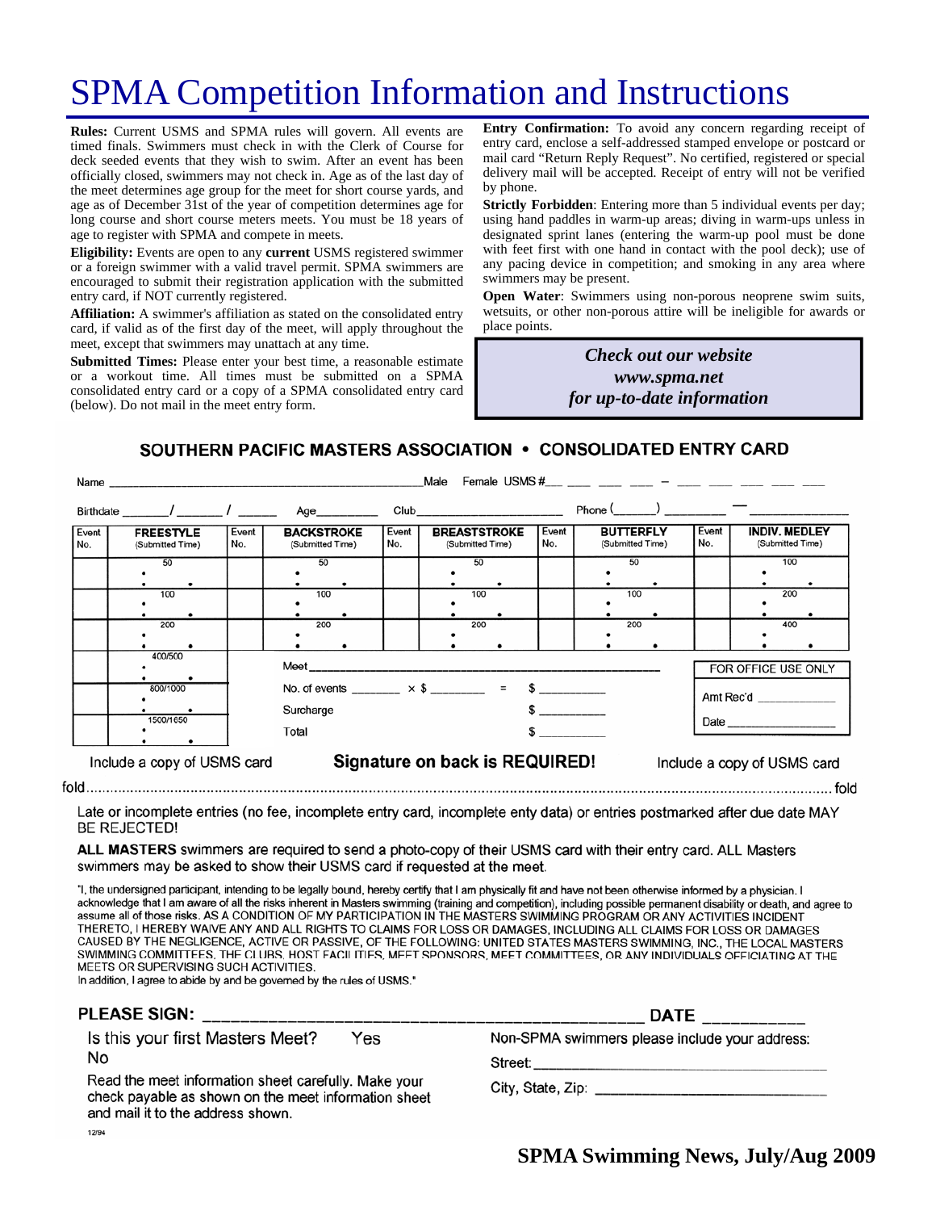# SPMA Competition Information and Instructions

**Rules:** Current USMS and SPMA rules will govern. All events are timed finals. Swimmers must check in with the Clerk of Course for deck seeded events that they wish to swim. After an event has been officially closed, swimmers may not check in. Age as of the last day of the meet determines age group for the meet for short course yards, and age as of December 31st of the year of competition determines age for long course and short course meters meets. You must be 18 years of age to register with SPMA and compete in meets.

**Eligibility:** Events are open to any **current** USMS registered swimmer or a foreign swimmer with a valid travel permit. SPMA swimmers are encouraged to submit their registration application with the submitted entry card, if NOT currently registered.

**Affiliation:** A swimmer's affiliation as stated on the consolidated entry card, if valid as of the first day of the meet, will apply throughout the meet, except that swimmers may unattach at any time.

**Submitted Times:** Please enter your best time, a reasonable estimate or a workout time. All times must be submitted on a SPMA consolidated entry card or a copy of a SPMA consolidated entry card (below). Do not mail in the meet entry form.

**Entry Confirmation:** To avoid any concern regarding receipt of entry card, enclose a self-addressed stamped envelope or postcard or mail card "Return Reply Request". No certified, registered or special delivery mail will be accepted. Receipt of entry will not be verified by phone.

**Strictly Forbidden**: Entering more than 5 individual events per day; using hand paddles in warm-up areas; diving in warm-ups unless in designated sprint lanes (entering the warm-up pool must be done with feet first with one hand in contact with the pool deck); use of any pacing device in competition; and smoking in any area where swimmers may be present.

**Open Water**: Swimmers using non-porous neoprene swim suits, wetsuits, or other non-porous attire will be ineligible for awards or place points.

***Check out our website***
***www.spma.net***
***for up-to-date information***

## SOUTHERN PACIFIC MASTERS ASSOCIATION • CONSOLIDATED ENTRY CARD

Name ______________________________ Male Female USMS # ___ ___ ___ ___ – ___ ___ ___ ___ ___

Birthdate ____/____/____ Age______ Club______________ Phone (____) ______ – ________

| Event No. | FREESTYLE (Submitted Time) | Event No. | BACKSTROKE (Submitted Time) | Event No. | BREASTSTROKE (Submitted Time) | Event No. | BUTTERFLY (Submitted Time) | Event No. | INDIV. MEDLEY (Submitted Time) |
|---|---|---|---|---|---|---|---|---|---|
| | 50 | | 50 | | 50 | | 50 | | 100 |
| | 100 | | 100 | | 100 | | 100 | | 200 |
| | 200 | | 200 | | 200 | | 200 | | 400 |
| | 400/500 | | | | | | | | |
| | 800/1000 | | | | | | | | |
| | 1500/1650 | | | | | | | | |

Meet ________________________________

No. of events ______ × $ ______ = $ ________

Surcharge $ ________

Total $ ________

FOR OFFICE USE ONLY

Amt Rec'd __________

Date __________

Include a copy of USMS card **Signature on back is REQUIRED!** Include a copy of USMS card

fold ........................................................................................................ fold

Late or incomplete entries (no fee, incomplete entry card, incomplete enty data) or entries postmarked after due date MAY BE REJECTED!

**ALL MASTERS** swimmers are required to send a photo-copy of their USMS card with their entry card. ALL Masters swimmers may be asked to show their USMS card if requested at the meet.

"I, the undersigned participant, intending to be legally bound, hereby certify that I am physically fit and have not been otherwise informed by a physician. I acknowledge that I am aware of all the risks inherent in Masters swimming (training and competition), including possible permanent disability or death, and agree to assume all of those risks. AS A CONDITION OF MY PARTICIPATION IN THE MASTERS SWIMMING PROGRAM OR ANY ACTIVITIES INCIDENT THERETO, I HEREBY WAIVE ANY AND ALL RIGHTS TO CLAIMS FOR LOSS OR DAMAGES, INCLUDING ALL CLAIMS FOR LOSS OR DAMAGES CAUSED BY THE NEGLIGENCE, ACTIVE OR PASSIVE, OF THE FOLLOWING: UNITED STATES MASTERS SWIMMING, INC., THE LOCAL MASTERS SWIMMING COMMITTEES, THE CLUBS, HOST FACILITIES, MEET SPONSORS, MEET COMMITTEES, OR ANY INDIVIDUALS OFFICIATING AT THE MEETS OR SUPERVISING SUCH ACTIVITIES.
In addition, I agree to abide by and be governed by the rules of USMS."

**PLEASE SIGN:** ______________________________ **DATE** __________

Is this your first Masters Meet? Yes No

Read the meet information sheet carefully. Make your check payable as shown on the meet information sheet and mail it to the address shown.

Non-SPMA swimmers please include your address:

Street: ______________________________

City, State, Zip: ______________________

12/94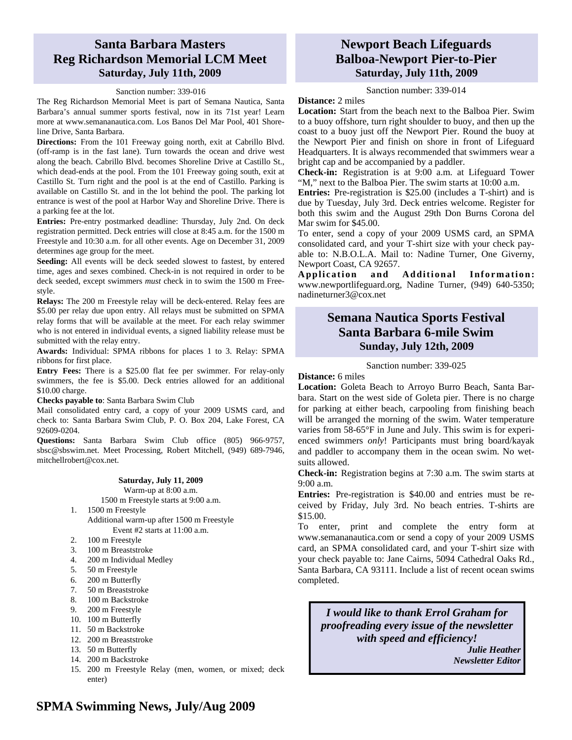## Santa Barbara Masters
## Reg Richardson Memorial LCM Meet
### Saturday, July 11th, 2009

Sanction number: 339-016

The Reg Richardson Memorial Meet is part of Semana Nautica, Santa Barbara's annual summer sports festival, now in its 71st year! Learn more at www.semananautica.com. Los Banos Del Mar Pool, 401 Shoreline Drive, Santa Barbara.

**Directions:** From the 101 Freeway going north, exit at Cabrillo Blvd. (off-ramp is in the fast lane). Turn towards the ocean and drive west along the beach. Cabrillo Blvd. becomes Shoreline Drive at Castillo St., which dead-ends at the pool. From the 101 Freeway going south, exit at Castillo St. Turn right and the pool is at the end of Castillo. Parking is available on Castillo St. and in the lot behind the pool. The parking lot entrance is west of the pool at Harbor Way and Shoreline Drive. There is a parking fee at the lot.

**Entries:** Pre-entry postmarked deadline: Thursday, July 2nd. On deck registration permitted. Deck entries will close at 8:45 a.m. for the 1500 m Freestyle and 10:30 a.m. for all other events. Age on December 31, 2009 determines age group for the meet.

**Seeding:** All events will be deck seeded slowest to fastest, by entered time, ages and sexes combined. Check-in is not required in order to be deck seeded, except swimmers *must* check in to swim the 1500 m Freestyle.

**Relays:** The 200 m Freestyle relay will be deck-entered. Relay fees are $5.00 per relay due upon entry. All relays must be submitted on SPMA relay forms that will be available at the meet. For each relay swimmer who is not entered in individual events, a signed liability release must be submitted with the relay entry.

**Awards:** Individual: SPMA ribbons for places 1 to 3. Relay: SPMA ribbons for first place.

**Entry Fees:** There is a $25.00 flat fee per swimmer. For relay-only swimmers, the fee is $5.00. Deck entries allowed for an additional $10.00 charge.

**Checks payable to**: Santa Barbara Swim Club

Mail consolidated entry card, a copy of your 2009 USMS card, and check to: Santa Barbara Swim Club, P. O. Box 204, Lake Forest, CA 92609-0204.

**Questions:** Santa Barbara Swim Club office (805) 966-9757, sbsc@sbswim.net. Meet Processing, Robert Mitchell, (949) 689-7946, mitchellrobert@cox.net.

**Saturday, July 11, 2009**

Warm-up at 8:00 a.m.

1500 m Freestyle starts at 9:00 a.m.

1. 1500 m Freestyle
   Additional warm-up after 1500 m Freestyle
   Event #2 starts at 11:00 a.m.
2. 100 m Freestyle
3. 100 m Breaststroke
4. 200 m Individual Medley
5. 50 m Freestyle
6. 200 m Butterfly
7. 50 m Breaststroke
8. 100 m Backstroke
9. 200 m Freestyle
10. 100 m Butterfly
11. 50 m Backstroke
12. 200 m Breaststroke
13. 50 m Butterfly
14. 200 m Backstroke
15. 200 m Freestyle Relay (men, women, or mixed; deck enter)

## Newport Beach Lifeguards
## Balboa-Newport Pier-to-Pier
### Saturday, July 11th, 2009

Sanction number: 339-014

**Distance:** 2 miles

**Location:** Start from the beach next to the Balboa Pier. Swim to a buoy offshore, turn right shoulder to buoy, and then up the coast to a buoy just off the Newport Pier. Round the buoy at the Newport Pier and finish on shore in front of Lifeguard Headquarters. It is always recommended that swimmers wear a bright cap and be accompanied by a paddler.

**Check-in:** Registration is at 9:00 a.m. at Lifeguard Tower "M," next to the Balboa Pier. The swim starts at 10:00 a.m.

**Entries:** Pre-registration is $25.00 (includes a T-shirt) and is due by Tuesday, July 3rd. Deck entries welcome. Register for both this swim and the August 29th Don Burns Corona del Mar swim for $45.00.

To enter, send a copy of your 2009 USMS card, an SPMA consolidated card, and your T-shirt size with your check payable to: N.B.O.L.A. Mail to: Nadine Turner, One Giverny, Newport Coast, CA 92657.

**Application and Additional Information:** www.newportlifeguard.org, Nadine Turner, (949) 640-5350; nadineturner3@cox.net

## Semana Nautica Sports Festival
## Santa Barbara 6-mile Swim
### Sunday, July 12th, 2009

Sanction number: 339-025

**Distance:** 6 miles

**Location:** Goleta Beach to Arroyo Burro Beach, Santa Barbara. Start on the west side of Goleta pier. There is no charge for parking at either beach, carpooling from finishing beach will be arranged the morning of the swim. Water temperature varies from 58-65°F in June and July. This swim is for experienced swimmers *only*! Participants must bring board/kayak and paddler to accompany them in the ocean swim. No wetsuits allowed.

**Check-in:** Registration begins at 7:30 a.m. The swim starts at 9:00 a.m.

**Entries:** Pre-registration is $40.00 and entries must be received by Friday, July 3rd. No beach entries. T-shirts are $15.00.

To enter, print and complete the entry form at www.semananautica.com or send a copy of your 2009 USMS card, an SPMA consolidated card, and your T-shirt size with your check payable to: Jane Cairns, 5094 Cathedral Oaks Rd., Santa Barbara, CA 93111. Include a list of recent ocean swims completed.

***I would like to thank Errol Graham for proofreading every issue of the newsletter with speed and efficiency!***

***Julie Heather***
***Newsletter Editor***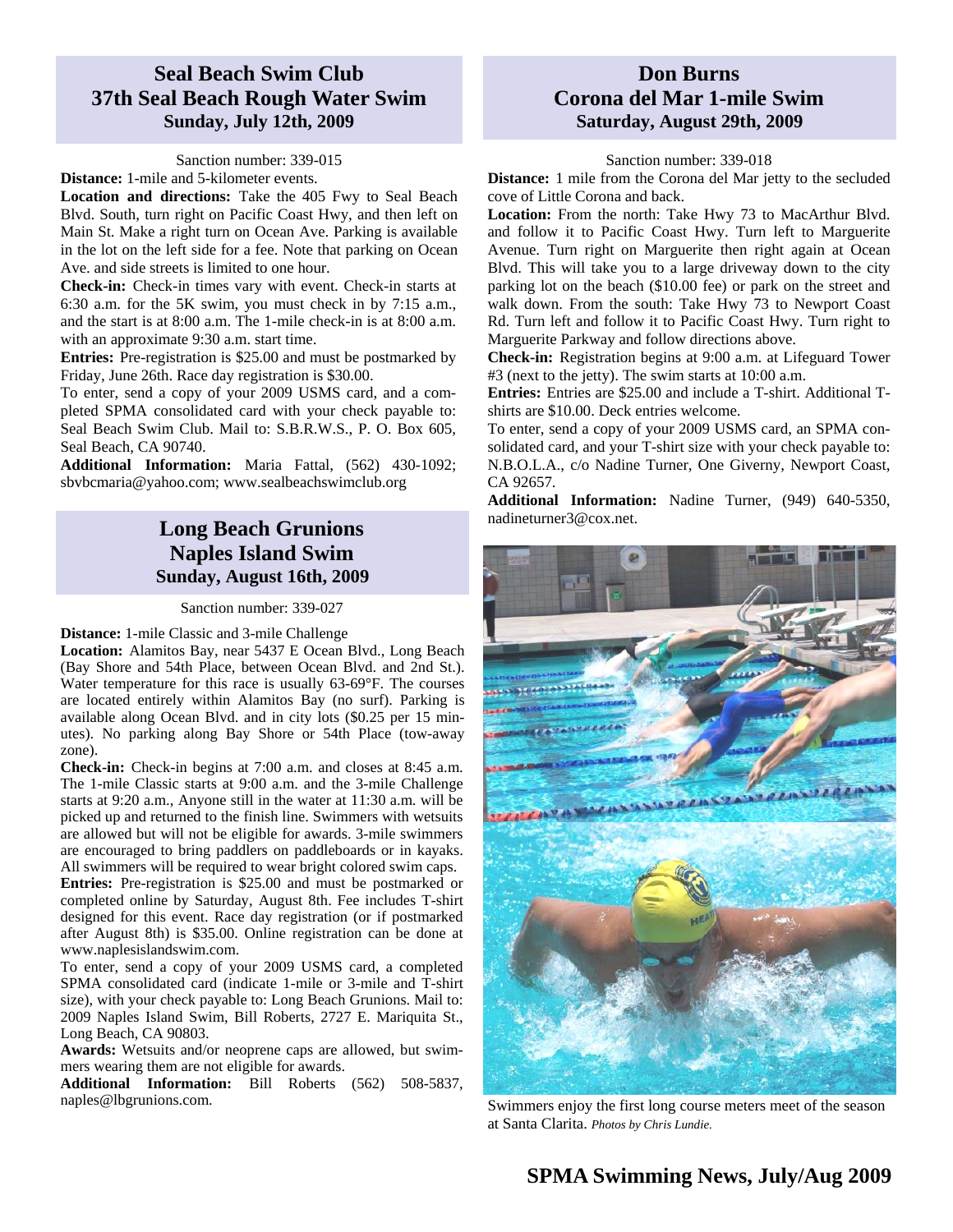## Seal Beach Swim Club
## 37th Seal Beach Rough Water Swim
### Sunday, July 12th, 2009

Sanction number: 339-015

**Distance:** 1-mile and 5-kilometer events.

**Location and directions:** Take the 405 Fwy to Seal Beach Blvd. South, turn right on Pacific Coast Hwy, and then left on Main St. Make a right turn on Ocean Ave. Parking is available in the lot on the left side for a fee. Note that parking on Ocean Ave. and side streets is limited to one hour.

**Check-in:** Check-in times vary with event. Check-in starts at 6:30 a.m. for the 5K swim, you must check in by 7:15 a.m., and the start is at 8:00 a.m. The 1-mile check-in is at 8:00 a.m. with an approximate 9:30 a.m. start time.

**Entries:** Pre-registration is $25.00 and must be postmarked by Friday, June 26th. Race day registration is $30.00.

To enter, send a copy of your 2009 USMS card, and a completed SPMA consolidated card with your check payable to: Seal Beach Swim Club. Mail to: S.B.R.W.S., P. O. Box 605, Seal Beach, CA 90740.

**Additional Information:** Maria Fattal, (562) 430-1092; sbvbcmaria@yahoo.com; www.sealbeachswimclub.org

## Long Beach Grunions
## Naples Island Swim
### Sunday, August 16th, 2009

Sanction number: 339-027

**Distance:** 1-mile Classic and 3-mile Challenge

**Location:** Alamitos Bay, near 5437 E Ocean Blvd., Long Beach (Bay Shore and 54th Place, between Ocean Blvd. and 2nd St.). Water temperature for this race is usually 63-69°F. The courses are located entirely within Alamitos Bay (no surf). Parking is available along Ocean Blvd. and in city lots ($0.25 per 15 minutes). No parking along Bay Shore or 54th Place (tow-away zone).

**Check-in:** Check-in begins at 7:00 a.m. and closes at 8:45 a.m. The 1-mile Classic starts at 9:00 a.m. and the 3-mile Challenge starts at 9:20 a.m., Anyone still in the water at 11:30 a.m. will be picked up and returned to the finish line. Swimmers with wetsuits are allowed but will not be eligible for awards. 3-mile swimmers are encouraged to bring paddlers on paddleboards or in kayaks. All swimmers will be required to wear bright colored swim caps.

**Entries:** Pre-registration is $25.00 and must be postmarked or completed online by Saturday, August 8th. Fee includes T-shirt designed for this event. Race day registration (or if postmarked after August 8th) is $35.00. Online registration can be done at www.naplesislandswim.com.

To enter, send a copy of your 2009 USMS card, a completed SPMA consolidated card (indicate 1-mile or 3-mile and T-shirt size), with your check payable to: Long Beach Grunions. Mail to: 2009 Naples Island Swim, Bill Roberts, 2727 E. Mariquita St., Long Beach, CA 90803.

**Awards:** Wetsuits and/or neoprene caps are allowed, but swimmers wearing them are not eligible for awards.

**Additional Information:** Bill Roberts (562) 508-5837, naples@lbgrunions.com.

## Don Burns
## Corona del Mar 1-mile Swim
### Saturday, August 29th, 2009

Sanction number: 339-018

**Distance:** 1 mile from the Corona del Mar jetty to the secluded cove of Little Corona and back.

**Location:** From the north: Take Hwy 73 to MacArthur Blvd. and follow it to Pacific Coast Hwy. Turn left to Marguerite Avenue. Turn right on Marguerite then right again at Ocean Blvd. This will take you to a large driveway down to the city parking lot on the beach ($10.00 fee) or park on the street and walk down. From the south: Take Hwy 73 to Newport Coast Rd. Turn left and follow it to Pacific Coast Hwy. Turn right to Marguerite Parkway and follow directions above.

**Check-in:** Registration begins at 9:00 a.m. at Lifeguard Tower #3 (next to the jetty). The swim starts at 10:00 a.m.

**Entries:** Entries are $25.00 and include a T-shirt. Additional T-shirts are $10.00. Deck entries welcome.

To enter, send a copy of your 2009 USMS card, an SPMA consolidated card, and your T-shirt size with your check payable to: N.B.O.L.A., c/o Nadine Turner, One Giverny, Newport Coast, CA 92657.

**Additional Information:** Nadine Turner, (949) 640-5350, nadineturner3@cox.net.

Swimmers enjoy the first long course meters meet of the season at Santa Clarita. *Photos by Chris Lundie.*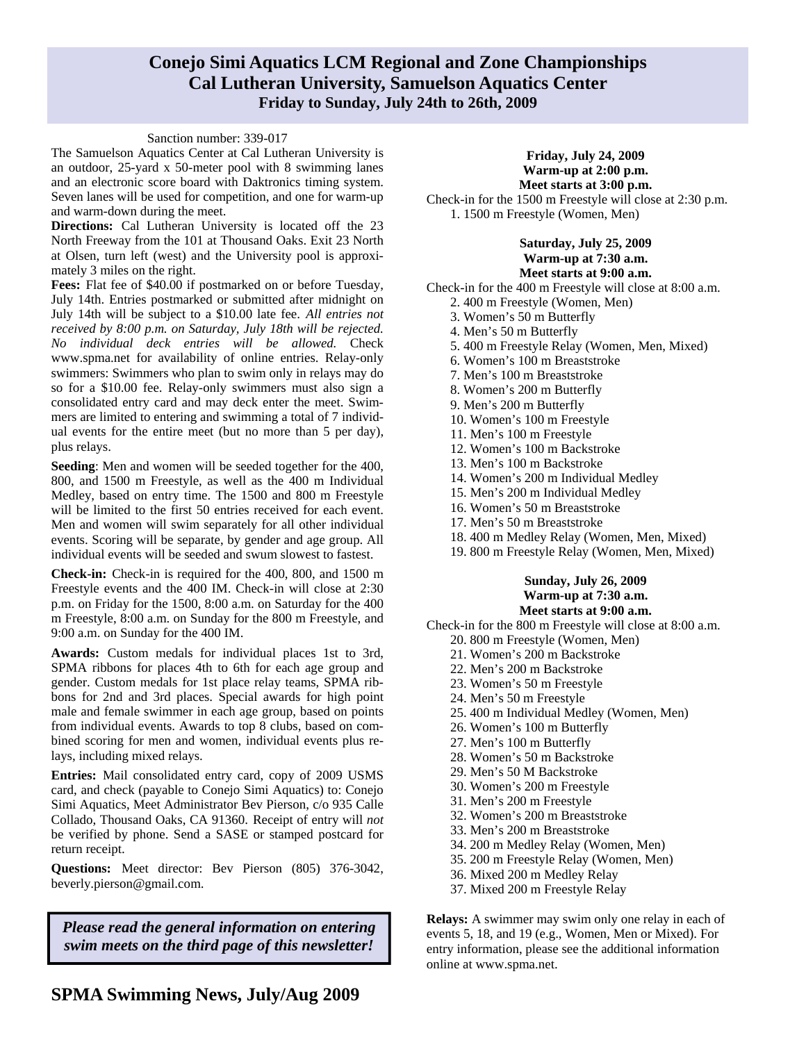# Conejo Simi Aquatics LCM Regional and Zone Championships
## Cal Lutheran University, Samuelson Aquatics Center
### Friday to Sunday, July 24th to 26th, 2009

Sanction number: 339-017

The Samuelson Aquatics Center at Cal Lutheran University is an outdoor, 25-yard x 50-meter pool with 8 swimming lanes and an electronic score board with Daktronics timing system. Seven lanes will be used for competition, and one for warm-up and warm-down during the meet.

**Directions:** Cal Lutheran University is located off the 23 North Freeway from the 101 at Thousand Oaks. Exit 23 North at Olsen, turn left (west) and the University pool is approximately 3 miles on the right.

**Fees:** Flat fee of $40.00 if postmarked on or before Tuesday, July 14th. Entries postmarked or submitted after midnight on July 14th will be subject to a $10.00 late fee. *All entries not received by 8:00 p.m. on Saturday, July 18th will be rejected. No individual deck entries will be allowed.* Check www.spma.net for availability of online entries. Relay-only swimmers: Swimmers who plan to swim only in relays may do so for a $10.00 fee. Relay-only swimmers must also sign a consolidated entry card and may deck enter the meet. Swimmers are limited to entering and swimming a total of 7 individual events for the entire meet (but no more than 5 per day), plus relays.

**Seeding**: Men and women will be seeded together for the 400, 800, and 1500 m Freestyle, as well as the 400 m Individual Medley, based on entry time. The 1500 and 800 m Freestyle will be limited to the first 50 entries received for each event. Men and women will swim separately for all other individual events. Scoring will be separate, by gender and age group. All individual events will be seeded and swum slowest to fastest.

**Check-in:** Check-in is required for the 400, 800, and 1500 m Freestyle events and the 400 IM. Check-in will close at 2:30 p.m. on Friday for the 1500, 8:00 a.m. on Saturday for the 400 m Freestyle, 8:00 a.m. on Sunday for the 800 m Freestyle, and 9:00 a.m. on Sunday for the 400 IM.

**Awards:** Custom medals for individual places 1st to 3rd, SPMA ribbons for places 4th to 6th for each age group and gender. Custom medals for 1st place relay teams, SPMA ribbons for 2nd and 3rd places. Special awards for high point male and female swimmer in each age group, based on points from individual events. Awards to top 8 clubs, based on combined scoring for men and women, individual events plus relays, including mixed relays.

**Entries:** Mail consolidated entry card, copy of 2009 USMS card, and check (payable to Conejo Simi Aquatics) to: Conejo Simi Aquatics, Meet Administrator Bev Pierson, c/o 935 Calle Collado, Thousand Oaks, CA 91360. Receipt of entry will *not* be verified by phone. Send a SASE or stamped postcard for return receipt.

**Questions:** Meet director: Bev Pierson (805) 376-3042, beverly.pierson@gmail.com.

***Please read the general information on entering swim meets on the third page of this newsletter!***

**Friday, July 24, 2009**
**Warm-up at 2:00 p.m.**
**Meet starts at 3:00 p.m.**

Check-in for the 1500 m Freestyle will close at 2:30 p.m.

1. 1500 m Freestyle (Women, Men)

**Saturday, July 25, 2009**
**Warm-up at 7:30 a.m.**
**Meet starts at 9:00 a.m.**

Check-in for the 400 m Freestyle will close at 8:00 a.m.

2. 400 m Freestyle (Women, Men)
3. Women's 50 m Butterfly
4. Men's 50 m Butterfly
5. 400 m Freestyle Relay (Women, Men, Mixed)
6. Women's 100 m Breaststroke
7. Men's 100 m Breaststroke
8. Women's 200 m Butterfly
9. Men's 200 m Butterfly
10. Women's 100 m Freestyle
11. Men's 100 m Freestyle
12. Women's 100 m Backstroke
13. Men's 100 m Backstroke
14. Women's 200 m Individual Medley
15. Men's 200 m Individual Medley
16. Women's 50 m Breaststroke
17. Men's 50 m Breaststroke
18. 400 m Medley Relay (Women, Men, Mixed)
19. 800 m Freestyle Relay (Women, Men, Mixed)

**Sunday, July 26, 2009**
**Warm-up at 7:30 a.m.**
**Meet starts at 9:00 a.m.**

Check-in for the 800 m Freestyle will close at 8:00 a.m.

20. 800 m Freestyle (Women, Men)
21. Women's 200 m Backstroke
22. Men's 200 m Backstroke
23. Women's 50 m Freestyle
24. Men's 50 m Freestyle
25. 400 m Individual Medley (Women, Men)
26. Women's 100 m Butterfly
27. Men's 100 m Butterfly
28. Women's 50 m Backstroke
29. Men's 50 M Backstroke
30. Women's 200 m Freestyle
31. Men's 200 m Freestyle
32. Women's 200 m Breaststroke
33. Men's 200 m Breaststroke
34. 200 m Medley Relay (Women, Men)
35. 200 m Freestyle Relay (Women, Men)
36. Mixed 200 m Medley Relay
37. Mixed 200 m Freestyle Relay

**Relays:** A swimmer may swim only one relay in each of events 5, 18, and 19 (e.g., Women, Men or Mixed). For entry information, please see the additional information online at www.spma.net.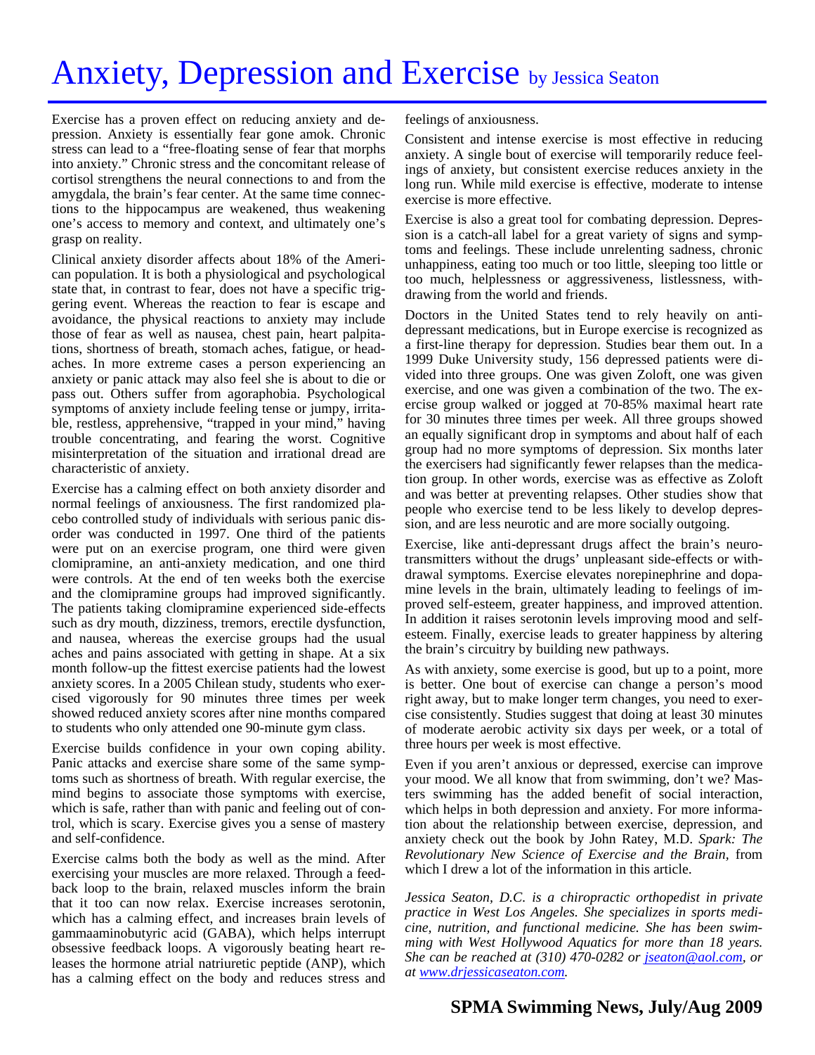# Anxiety, Depression and Exercise by Jessica Seaton

Exercise has a proven effect on reducing anxiety and depression. Anxiety is essentially fear gone amok. Chronic stress can lead to a "free-floating sense of fear that morphs into anxiety." Chronic stress and the concomitant release of cortisol strengthens the neural connections to and from the amygdala, the brain's fear center. At the same time connections to the hippocampus are weakened, thus weakening one's access to memory and context, and ultimately one's grasp on reality.

Clinical anxiety disorder affects about 18% of the American population. It is both a physiological and psychological state that, in contrast to fear, does not have a specific triggering event. Whereas the reaction to fear is escape and avoidance, the physical reactions to anxiety may include those of fear as well as nausea, chest pain, heart palpitations, shortness of breath, stomach aches, fatigue, or headaches. In more extreme cases a person experiencing an anxiety or panic attack may also feel she is about to die or pass out. Others suffer from agoraphobia. Psychological symptoms of anxiety include feeling tense or jumpy, irritable, restless, apprehensive, "trapped in your mind," having trouble concentrating, and fearing the worst. Cognitive misinterpretation of the situation and irrational dread are characteristic of anxiety.

Exercise has a calming effect on both anxiety disorder and normal feelings of anxiousness. The first randomized placebo controlled study of individuals with serious panic disorder was conducted in 1997. One third of the patients were put on an exercise program, one third were given clomipramine, an anti-anxiety medication, and one third were controls. At the end of ten weeks both the exercise and the clomipramine groups had improved significantly. The patients taking clomipramine experienced side-effects such as dry mouth, dizziness, tremors, erectile dysfunction, and nausea, whereas the exercise groups had the usual aches and pains associated with getting in shape. At a six month follow-up the fittest exercise patients had the lowest anxiety scores. In a 2005 Chilean study, students who exercised vigorously for 90 minutes three times per week showed reduced anxiety scores after nine months compared to students who only attended one 90-minute gym class.

Exercise builds confidence in your own coping ability. Panic attacks and exercise share some of the same symptoms such as shortness of breath. With regular exercise, the mind begins to associate those symptoms with exercise, which is safe, rather than with panic and feeling out of control, which is scary. Exercise gives you a sense of mastery and self-confidence.

Exercise calms both the body as well as the mind. After exercising your muscles are more relaxed. Through a feedback loop to the brain, relaxed muscles inform the brain that it too can now relax. Exercise increases serotonin, which has a calming effect, and increases brain levels of gammaaminobutyric acid (GABA), which helps interrupt obsessive feedback loops. A vigorously beating heart releases the hormone atrial natriuretic peptide (ANP), which has a calming effect on the body and reduces stress and feelings of anxiousness.

Consistent and intense exercise is most effective in reducing anxiety. A single bout of exercise will temporarily reduce feelings of anxiety, but consistent exercise reduces anxiety in the long run. While mild exercise is effective, moderate to intense exercise is more effective.

Exercise is also a great tool for combating depression. Depression is a catch-all label for a great variety of signs and symptoms and feelings. These include unrelenting sadness, chronic unhappiness, eating too much or too little, sleeping too little or too much, helplessness or aggressiveness, listlessness, withdrawing from the world and friends.

Doctors in the United States tend to rely heavily on antidepressant medications, but in Europe exercise is recognized as a first-line therapy for depression. Studies bear them out. In a 1999 Duke University study, 156 depressed patients were divided into three groups. One was given Zoloft, one was given exercise, and one was given a combination of the two. The exercise group walked or jogged at 70-85% maximal heart rate for 30 minutes three times per week. All three groups showed an equally significant drop in symptoms and about half of each group had no more symptoms of depression. Six months later the exercisers had significantly fewer relapses than the medication group. In other words, exercise was as effective as Zoloft and was better at preventing relapses. Other studies show that people who exercise tend to be less likely to develop depression, and are less neurotic and are more socially outgoing.

Exercise, like anti-depressant drugs affect the brain's neurotransmitters without the drugs' unpleasant side-effects or withdrawal symptoms. Exercise elevates norepinephrine and dopamine levels in the brain, ultimately leading to feelings of improved self-esteem, greater happiness, and improved attention. In addition it raises serotonin levels improving mood and self-esteem. Finally, exercise leads to greater happiness by altering the brain's circuitry by building new pathways.

As with anxiety, some exercise is good, but up to a point, more is better. One bout of exercise can change a person's mood right away, but to make longer term changes, you need to exercise consistently. Studies suggest that doing at least 30 minutes of moderate aerobic activity six days per week, or a total of three hours per week is most effective.

Even if you aren't anxious or depressed, exercise can improve your mood. We all know that from swimming, don't we? Masters swimming has the added benefit of social interaction, which helps in both depression and anxiety. For more information about the relationship between exercise, depression, and anxiety check out the book by John Ratey, M.D. *Spark: The Revolutionary New Science of Exercise and the Brain*, from which I drew a lot of the information in this article.

*Jessica Seaton, D.C. is a chiropractic orthopedist in private practice in West Los Angeles. She specializes in sports medicine, nutrition, and functional medicine. She has been swimming with West Hollywood Aquatics for more than 18 years. She can be reached at (310) 470-0282 or jseaton@aol.com, or at www.drjessicaseaton.com.*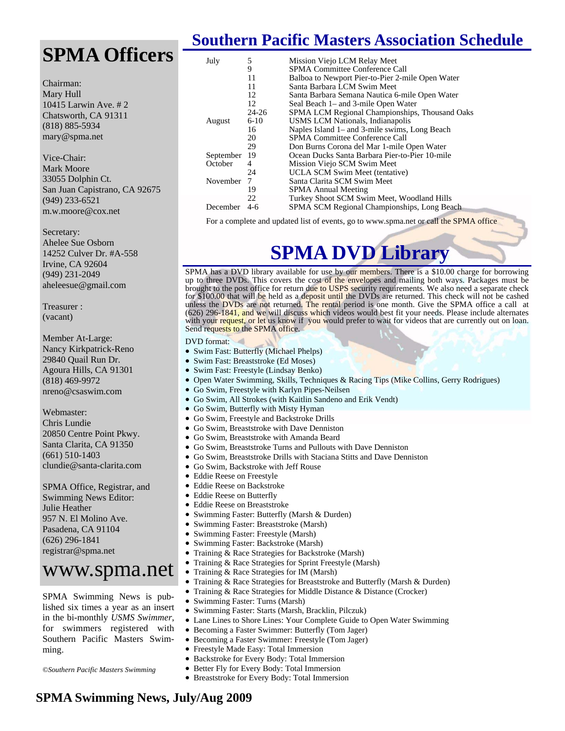# SPMA Officers

Chairman:
Mary Hull
10415 Larwin Ave. # 2
Chatsworth, CA 91311
(818) 885-5934
mary@spma.net

Vice-Chair:
Mark Moore
33055 Dolphin Ct.
San Juan Capistrano, CA 92675
(949) 233-6521
m.w.moore@cox.net

Secretary:
Ahelee Sue Osborn
14252 Culver Dr. #A-558
Irvine, CA 92604
(949) 231-2049
aheleesue@gmail.com

Treasurer :
(vacant)

Member At-Large:
Nancy Kirkpatrick-Reno
29840 Quail Run Dr.
Agoura Hills, CA 91301
(818) 469-9972
nreno@csaswim.com

Webmaster:
Chris Lundie
20850 Centre Point Pkwy.
Santa Clarita, CA 91350
(661) 510-1403
clundie@santa-clarita.com

SPMA Office, Registrar, and Swimming News Editor:
Julie Heather
957 N. El Molino Ave.
Pasadena, CA 91104
(626) 296-1841
registrar@spma.net

# www.spma.net

SPMA Swimming News is published six times a year as an insert in the bi-monthly *USMS Swimmer*, for swimmers registered with Southern Pacific Masters Swimming.

*©Southern Pacific Masters Swimming*

# Southern Pacific Masters Association Schedule

| | | |
|---|---|---|
| July | 5 | Mission Viejo LCM Relay Meet |
| | 9 | SPMA Committee Conference Call |
| | 11 | Balboa to Newport Pier-to-Pier 2-mile Open Water |
| | 11 | Santa Barbara LCM Swim Meet |
| | 12 | Santa Barbara Semana Nautica 6-mile Open Water |
| | 12 | Seal Beach 1– and 3-mile Open Water |
| | 24-26 | SPMA LCM Regional Championships, Thousand Oaks |
| August | 6-10 | USMS LCM Nationals, Indianapolis |
| | 16 | Naples Island 1– and 3-mile swims, Long Beach |
| | 20 | SPMA Committee Conference Call |
| | 29 | Don Burns Corona del Mar 1-mile Open Water |
| September | 19 | Ocean Ducks Santa Barbara Pier-to-Pier 10-mile |
| October | 4 | Mission Viejo SCM Swim Meet |
| | 24 | UCLA SCM Swim Meet (tentative) |
| November | 7 | Santa Clarita SCM Swim Meet |
| | 19 | SPMA Annual Meeting |
| | 22 | Turkey Shoot SCM Swim Meet, Woodland Hills |
| December | 4-6 | SPMA SCM Regional Championships, Long Beach |

For a complete and updated list of events, go to www.spma.net or call the SPMA office

# SPMA DVD Library

SPMA has a DVD library available for use by our members. There is a $10.00 charge for borrowing up to three DVDs. This covers the cost of the envelopes and mailing both ways. Packages must be brought to the post office for return due to USPS security requirements. We also need a separate check for $100.00 that will be held as a deposit until the DVDs are returned. This check will not be cashed unless the DVDs are not returned. The rental period is one month. Give the SPMA office a call at (626) 296-1841, and we will discuss which videos would best fit your needs. Please include alternates with your request, or let us know if you would prefer to wait for videos that are currently out on loan. Send requests to the SPMA office.

DVD format:

- Swim Fast: Butterfly (Michael Phelps)
- Swim Fast: Breaststroke (Ed Moses)
- Swim Fast: Freestyle (Lindsay Benko)
- Open Water Swimming, Skills, Techniques & Racing Tips (Mike Collins, Gerry Rodrigues)
- Go Swim, Freestyle with Karlyn Pipes-Neilsen
- Go Swim, All Strokes (with Kaitlin Sandeno and Erik Vendt)
- Go Swim, Butterfly with Misty Hyman
- Go Swim, Freestyle and Backstroke Drills
- Go Swim, Breaststroke with Dave Denniston
- Go Swim, Breaststroke with Amanda Beard
- Go Swim, Breaststroke Turns and Pullouts with Dave Denniston
- Go Swim, Breaststroke Drills with Staciana Stitts and Dave Denniston
- Go Swim, Backstroke with Jeff Rouse
- Eddie Reese on Freestyle
- Eddie Reese on Backstroke
- Eddie Reese on Butterfly
- Eddie Reese on Breaststroke
- Swimming Faster: Butterfly (Marsh & Durden)
- Swimming Faster: Breaststroke (Marsh)
- Swimming Faster: Freestyle (Marsh)
- Swimming Faster: Backstroke (Marsh)
- Training & Race Strategies for Backstroke (Marsh)
- Training & Race Strategies for Sprint Freestyle (Marsh)
- Training & Race Strategies for IM (Marsh)
- Training & Race Strategies for Breaststroke and Butterfly (Marsh & Durden)
- Training & Race Strategies for Middle Distance & Distance (Crocker)
- Swimming Faster: Turns (Marsh)
- Swimming Faster: Starts (Marsh, Bracklin, Pilczuk)
- Lane Lines to Shore Lines: Your Complete Guide to Open Water Swimming
- Becoming a Faster Swimmer: Butterfly (Tom Jager)
- Becoming a Faster Swimmer: Freestyle (Tom Jager)
- Freestyle Made Easy: Total Immersion
- Backstroke for Every Body: Total Immersion
- Better Fly for Every Body: Total Immersion
- Breaststroke for Every Body: Total Immersion

**SPMA Swimming News, July/Aug 2009**